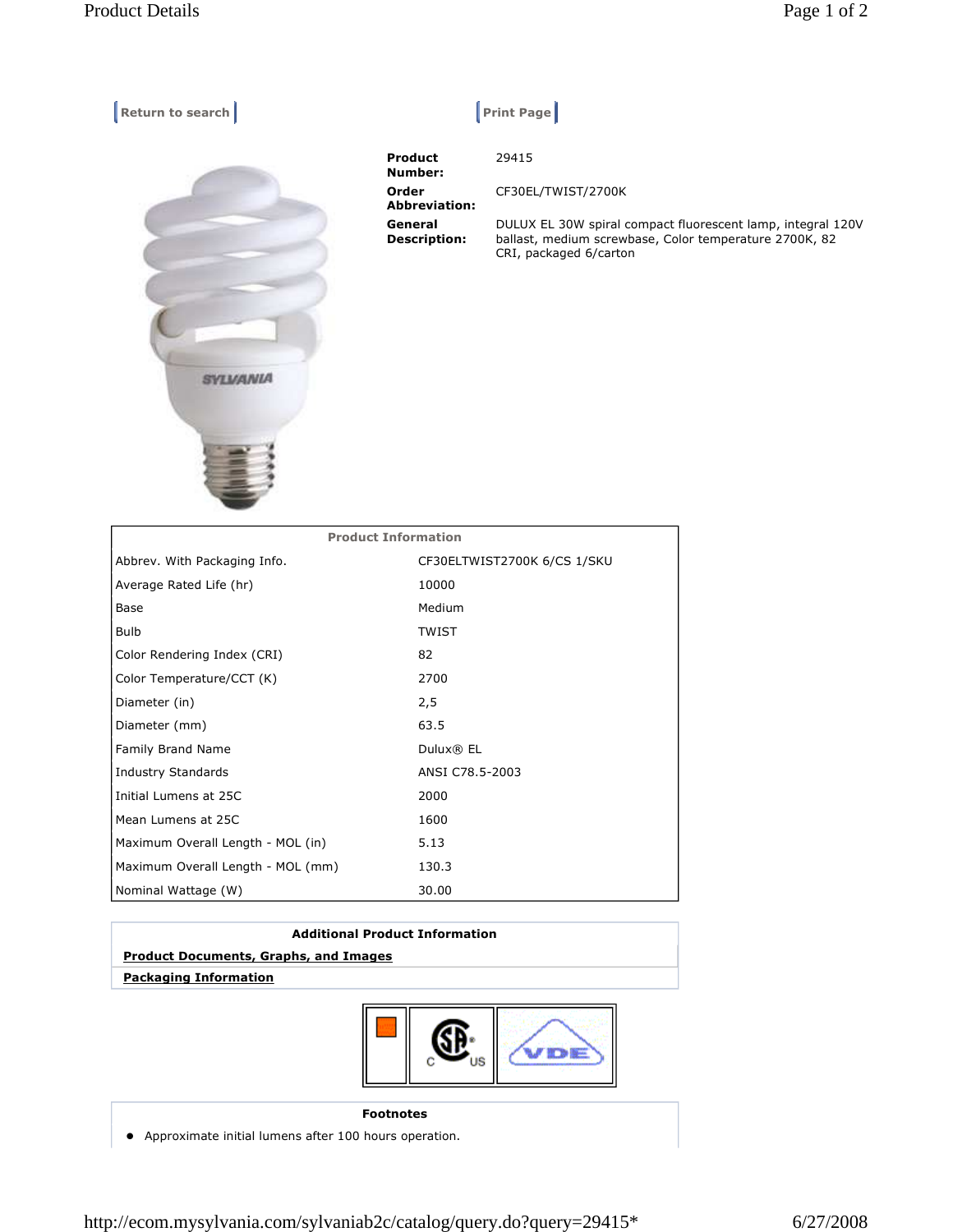Return to search | Print Page

**Product Number:** 29415

**Order Abbreviation:** CF30EL/TWIST/2700K

**General Description:** DULUX EL 30W spiral compact fluorescent lamp, integral 120V ballast, medium screwbase, Color temperature 2700K, 82 CRI, packaged 6/carton

| Product Information | |
|---|---|
| Abbrev. With Packaging Info. | CF30ELTWIST2700K 6/CS 1/SKU |
| Average Rated Life (hr) | 10000 |
| Base | Medium |
| Bulb | TWIST |
| Color Rendering Index (CRI) | 82 |
| Color Temperature/CCT (K) | 2700 |
| Diameter (in) | 2,5 |
| Diameter (mm) | 63.5 |
| Family Brand Name | Dulux® EL |
| Industry Standards | ANSI C78.5-2003 |
| Initial Lumens at 25C | 2000 |
| Mean Lumens at 25C | 1600 |
| Maximum Overall Length - MOL (in) | 5.13 |
| Maximum Overall Length - MOL (mm) | 130.3 |
| Nominal Wattage (W) | 30.00 |

**Additional Product Information**

**Product Documents, Graphs, and Images**

**Packaging Information**

**Footnotes**

- Approximate initial lumens after 100 hours operation.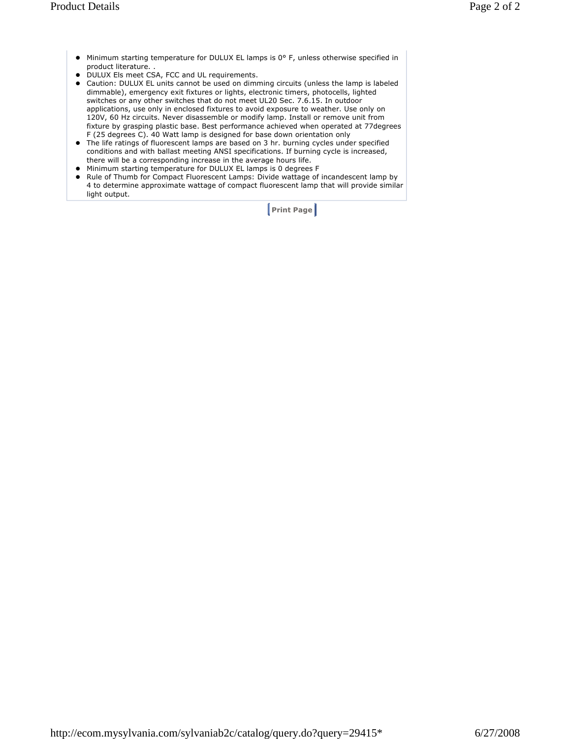- Minimum starting temperature for DULUX EL lamps is 0° F, unless otherwise specified in product literature. .
- DULUX Els meet CSA, FCC and UL requirements.
- Caution: DULUX EL units cannot be used on dimming circuits (unless the lamp is labeled dimmable), emergency exit fixtures or lights, electronic timers, photocells, lighted switches or any other switches that do not meet UL20 Sec. 7.6.15. In outdoor applications, use only in enclosed fixtures to avoid exposure to weather. Use only on 120V, 60 Hz circuits. Never disassemble or modify lamp. Install or remove unit from fixture by grasping plastic base. Best performance achieved when operated at 77degrees F (25 degrees C). 40 Watt lamp is designed for base down orientation only
- The life ratings of fluorescent lamps are based on 3 hr. burning cycles under specified conditions and with ballast meeting ANSI specifications. If burning cycle is increased, there will be a corresponding increase in the average hours life.
- Minimum starting temperature for DULUX EL lamps is 0 degrees F
- Rule of Thumb for Compact Fluorescent Lamps: Divide wattage of incandescent lamp by 4 to determine approximate wattage of compact fluorescent lamp that will provide similar light output.

Print Page